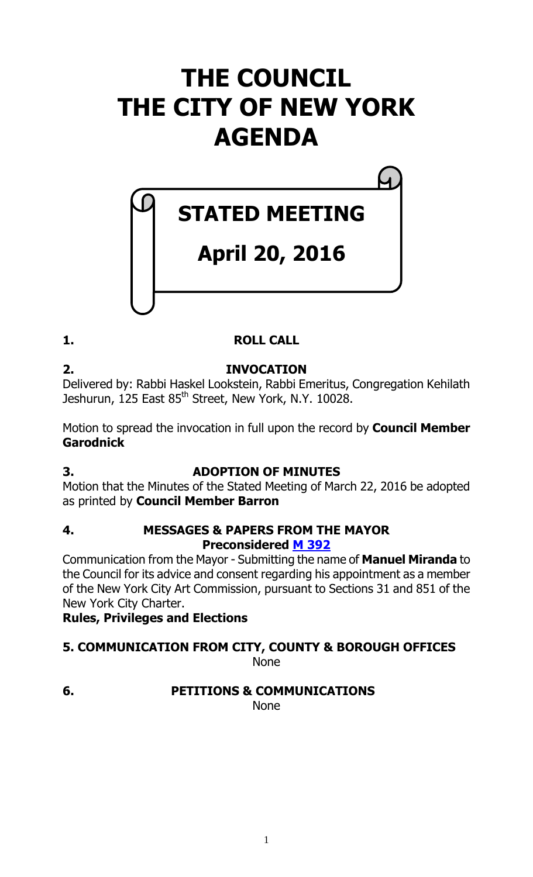# THE COUNCIL
# THE CITY OF NEW YORK
# AGENDA

## STATED MEETING

## April 20, 2016

### 1. ROLL CALL

### 2. INVOCATION

Delivered by: Rabbi Haskel Lookstein, Rabbi Emeritus, Congregation Kehilath Jeshurun, 125 East 85th Street, New York, N.Y. 10028.

Motion to spread the invocation in full upon the record by **Council Member Garodnick**

### 3. ADOPTION OF MINUTES

Motion that the Minutes of the Stated Meeting of March 22, 2016 be adopted as printed by **Council Member Barron**

### 4. MESSAGES & PAPERS FROM THE MAYOR

**Preconsidered M 392**

Communication from the Mayor - Submitting the name of **Manuel Miranda** to the Council for its advice and consent regarding his appointment as a member of the New York City Art Commission, pursuant to Sections 31 and 851 of the New York City Charter.

**Rules, Privileges and Elections**

### 5. COMMUNICATION FROM CITY, COUNTY & BOROUGH OFFICES

None

### 6. PETITIONS & COMMUNICATIONS

None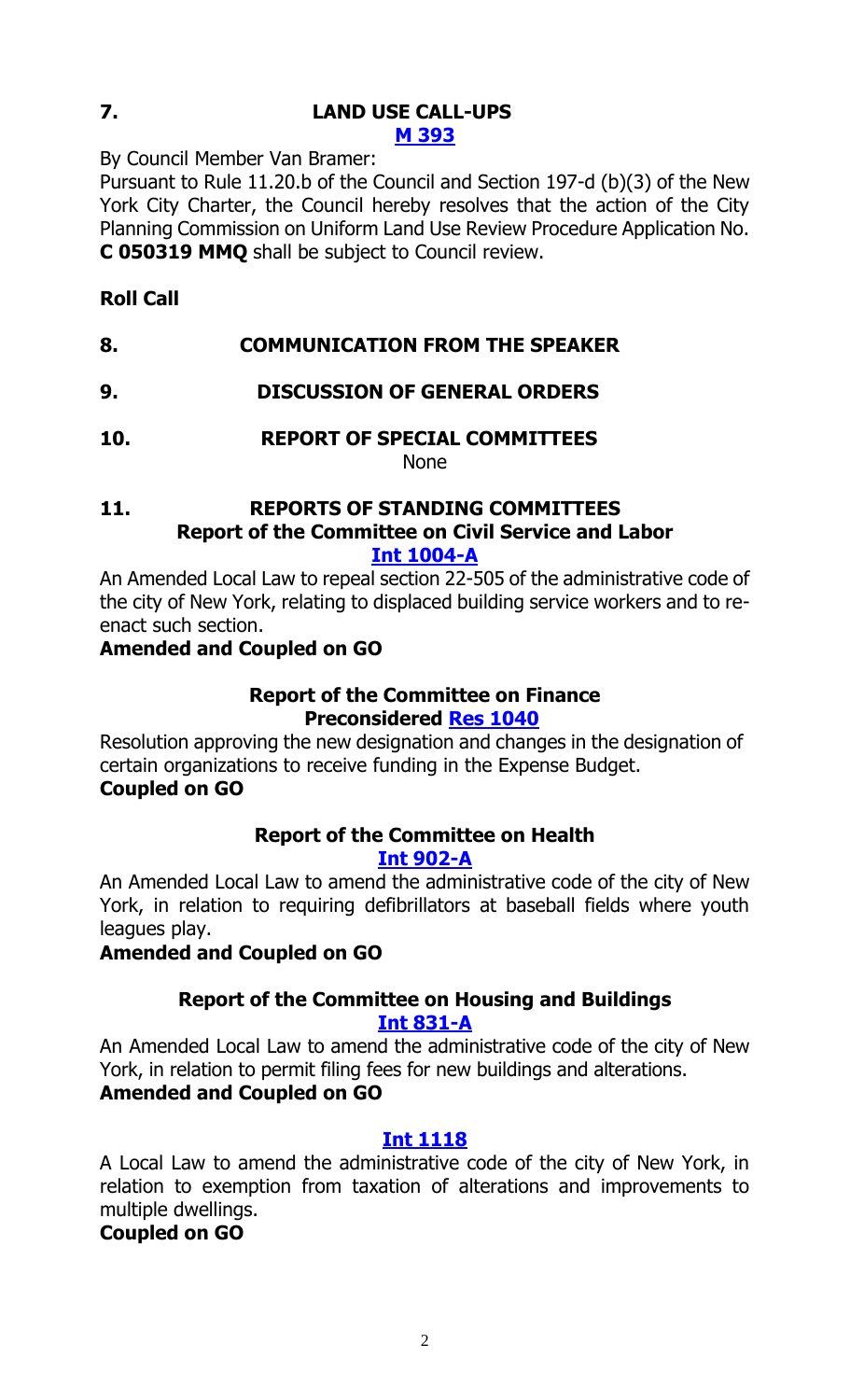## 7. LAND USE CALL-UPS

**M 393**

By Council Member Van Bramer:

Pursuant to Rule 11.20.b of the Council and Section 197-d (b)(3) of the New York City Charter, the Council hereby resolves that the action of the City Planning Commission on Uniform Land Use Review Procedure Application No. **C 050319 MMQ** shall be subject to Council review.

**Roll Call**

## 8. COMMUNICATION FROM THE SPEAKER

## 9. DISCUSSION OF GENERAL ORDERS

## 10. REPORT OF SPECIAL COMMITTEES

None

## 11. REPORTS OF STANDING COMMITTEES

### Report of the Committee on Civil Service and Labor

**Int 1004-A**

An Amended Local Law to repeal section 22-505 of the administrative code of the city of New York, relating to displaced building service workers and to re-enact such section.

**Amended and Coupled on GO**

### Report of the Committee on Finance

**Preconsidered Res 1040**

Resolution approving the new designation and changes in the designation of certain organizations to receive funding in the Expense Budget.

**Coupled on GO**

### Report of the Committee on Health

**Int 902-A**

An Amended Local Law to amend the administrative code of the city of New York, in relation to requiring defibrillators at baseball fields where youth leagues play.

**Amended and Coupled on GO**

### Report of the Committee on Housing and Buildings

**Int 831-A**

An Amended Local Law to amend the administrative code of the city of New York, in relation to permit filing fees for new buildings and alterations.

**Amended and Coupled on GO**

**Int 1118**

A Local Law to amend the administrative code of the city of New York, in relation to exemption from taxation of alterations and improvements to multiple dwellings.

**Coupled on GO**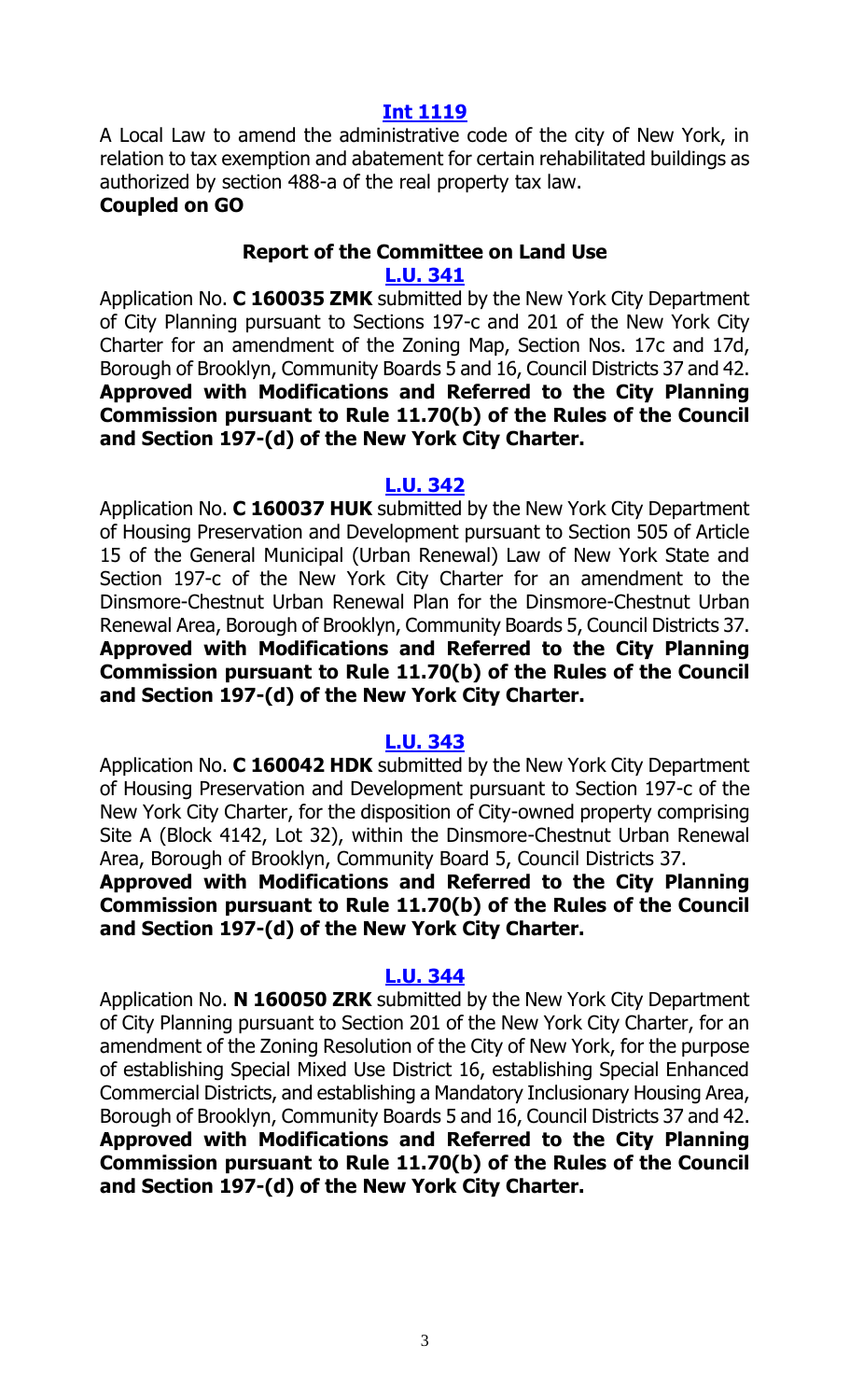**[Int 1119](#)**

A Local Law to amend the administrative code of the city of New York, in relation to tax exemption and abatement for certain rehabilitated buildings as authorized by section 488-a of the real property tax law.

**Coupled on GO**

### Report of the Committee on Land Use

**[L.U. 341](#)**

Application No. **C 160035 ZMK** submitted by the New York City Department of City Planning pursuant to Sections 197-c and 201 of the New York City Charter for an amendment of the Zoning Map, Section Nos. 17c and 17d, Borough of Brooklyn, Community Boards 5 and 16, Council Districts 37 and 42.

**Approved with Modifications and Referred to the City Planning Commission pursuant to Rule 11.70(b) of the Rules of the Council and Section 197-(d) of the New York City Charter.**

**[L.U. 342](#)**

Application No. **C 160037 HUK** submitted by the New York City Department of Housing Preservation and Development pursuant to Section 505 of Article 15 of the General Municipal (Urban Renewal) Law of New York State and Section 197-c of the New York City Charter for an amendment to the Dinsmore-Chestnut Urban Renewal Plan for the Dinsmore-Chestnut Urban Renewal Area, Borough of Brooklyn, Community Boards 5, Council Districts 37.

**Approved with Modifications and Referred to the City Planning Commission pursuant to Rule 11.70(b) of the Rules of the Council and Section 197-(d) of the New York City Charter.**

**[L.U. 343](#)**

Application No. **C 160042 HDK** submitted by the New York City Department of Housing Preservation and Development pursuant to Section 197-c of the New York City Charter, for the disposition of City-owned property comprising Site A (Block 4142, Lot 32), within the Dinsmore-Chestnut Urban Renewal Area, Borough of Brooklyn, Community Board 5, Council Districts 37.

**Approved with Modifications and Referred to the City Planning Commission pursuant to Rule 11.70(b) of the Rules of the Council and Section 197-(d) of the New York City Charter.**

**[L.U. 344](#)**

Application No. **N 160050 ZRK** submitted by the New York City Department of City Planning pursuant to Section 201 of the New York City Charter, for an amendment of the Zoning Resolution of the City of New York, for the purpose of establishing Special Mixed Use District 16, establishing Special Enhanced Commercial Districts, and establishing a Mandatory Inclusionary Housing Area, Borough of Brooklyn, Community Boards 5 and 16, Council Districts 37 and 42.

**Approved with Modifications and Referred to the City Planning Commission pursuant to Rule 11.70(b) of the Rules of the Council and Section 197-(d) of the New York City Charter.**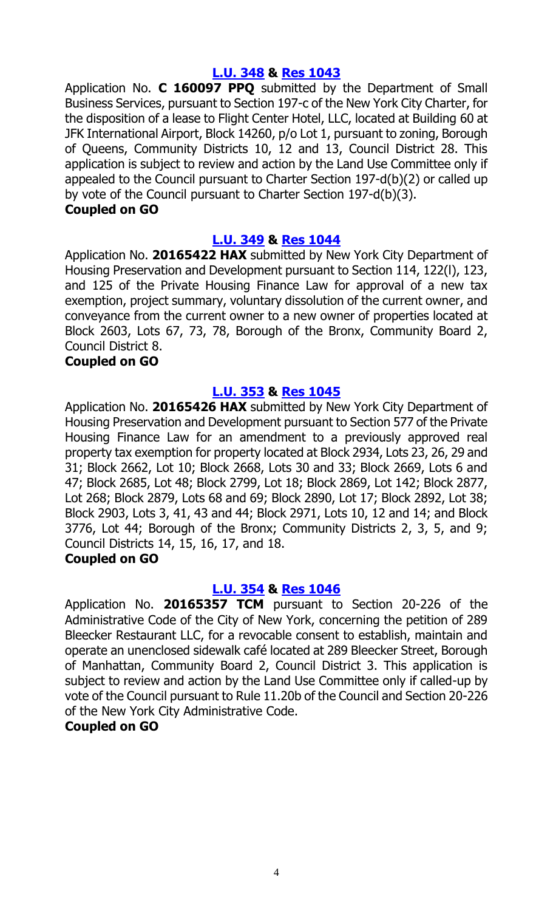### [L.U. 348](#) & [Res 1043](#)

Application No. **C 160097 PPQ** submitted by the Department of Small Business Services, pursuant to Section 197-c of the New York City Charter, for the disposition of a lease to Flight Center Hotel, LLC, located at Building 60 at JFK International Airport, Block 14260, p/o Lot 1, pursuant to zoning, Borough of Queens, Community Districts 10, 12 and 13, Council District 28. This application is subject to review and action by the Land Use Committee only if appealed to the Council pursuant to Charter Section 197-d(b)(2) or called up by vote of the Council pursuant to Charter Section 197-d(b)(3).

**Coupled on GO**

### [L.U. 349](#) & [Res 1044](#)

Application No. **20165422 HAX** submitted by New York City Department of Housing Preservation and Development pursuant to Section 114, 122(l), 123, and 125 of the Private Housing Finance Law for approval of a new tax exemption, project summary, voluntary dissolution of the current owner, and conveyance from the current owner to a new owner of properties located at Block 2603, Lots 67, 73, 78, Borough of the Bronx, Community Board 2, Council District 8.

**Coupled on GO**

### [L.U. 353](#) & [Res 1045](#)

Application No. **20165426 HAX** submitted by New York City Department of Housing Preservation and Development pursuant to Section 577 of the Private Housing Finance Law for an amendment to a previously approved real property tax exemption for property located at Block 2934, Lots 23, 26, 29 and 31; Block 2662, Lot 10; Block 2668, Lots 30 and 33; Block 2669, Lots 6 and 47; Block 2685, Lot 48; Block 2799, Lot 18; Block 2869, Lot 142; Block 2877, Lot 268; Block 2879, Lots 68 and 69; Block 2890, Lot 17; Block 2892, Lot 38; Block 2903, Lots 3, 41, 43 and 44; Block 2971, Lots 10, 12 and 14; and Block 3776, Lot 44; Borough of the Bronx; Community Districts 2, 3, 5, and 9; Council Districts 14, 15, 16, 17, and 18.

**Coupled on GO**

### [L.U. 354](#) & [Res 1046](#)

Application No. **20165357 TCM** pursuant to Section 20-226 of the Administrative Code of the City of New York, concerning the petition of 289 Bleecker Restaurant LLC, for a revocable consent to establish, maintain and operate an unenclosed sidewalk café located at 289 Bleecker Street, Borough of Manhattan, Community Board 2, Council District 3. This application is subject to review and action by the Land Use Committee only if called-up by vote of the Council pursuant to Rule 11.20b of the Council and Section 20-226 of the New York City Administrative Code.

**Coupled on GO**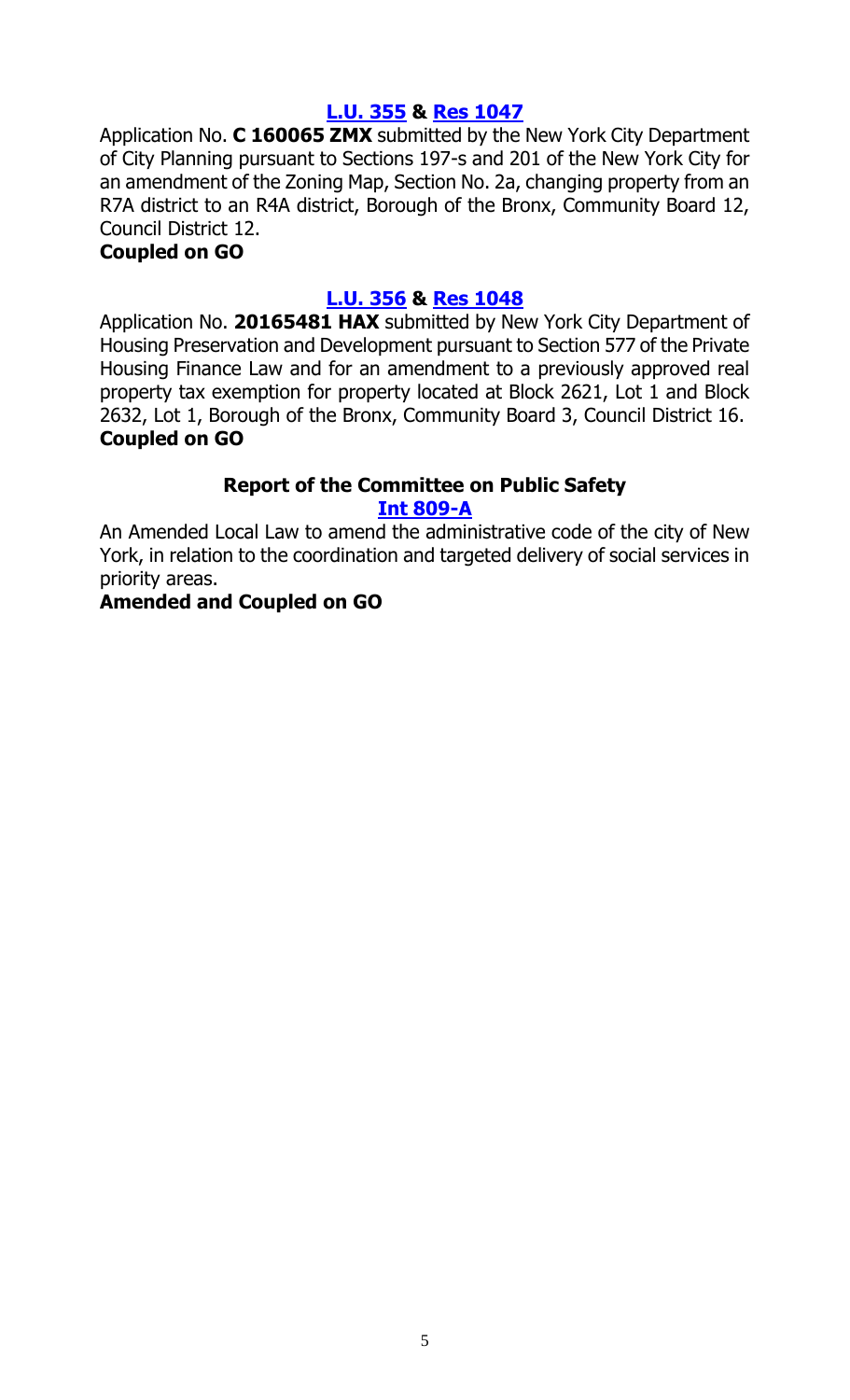**[L.U. 355](#) & [Res 1047](#)**

Application No. **C 160065 ZMX** submitted by the New York City Department of City Planning pursuant to Sections 197-s and 201 of the New York City for an amendment of the Zoning Map, Section No. 2a, changing property from an R7A district to an R4A district, Borough of the Bronx, Community Board 12, Council District 12.

**Coupled on GO**

**[L.U. 356](#) & [Res 1048](#)**

Application No. **20165481 HAX** submitted by New York City Department of Housing Preservation and Development pursuant to Section 577 of the Private Housing Finance Law and for an amendment to a previously approved real property tax exemption for property located at Block 2621, Lot 1 and Block 2632, Lot 1, Borough of the Bronx, Community Board 3, Council District 16.

**Coupled on GO**

### Report of the Committee on Public Safety

**[Int 809-A](#)**

An Amended Local Law to amend the administrative code of the city of New York, in relation to the coordination and targeted delivery of social services in priority areas.

**Amended and Coupled on GO**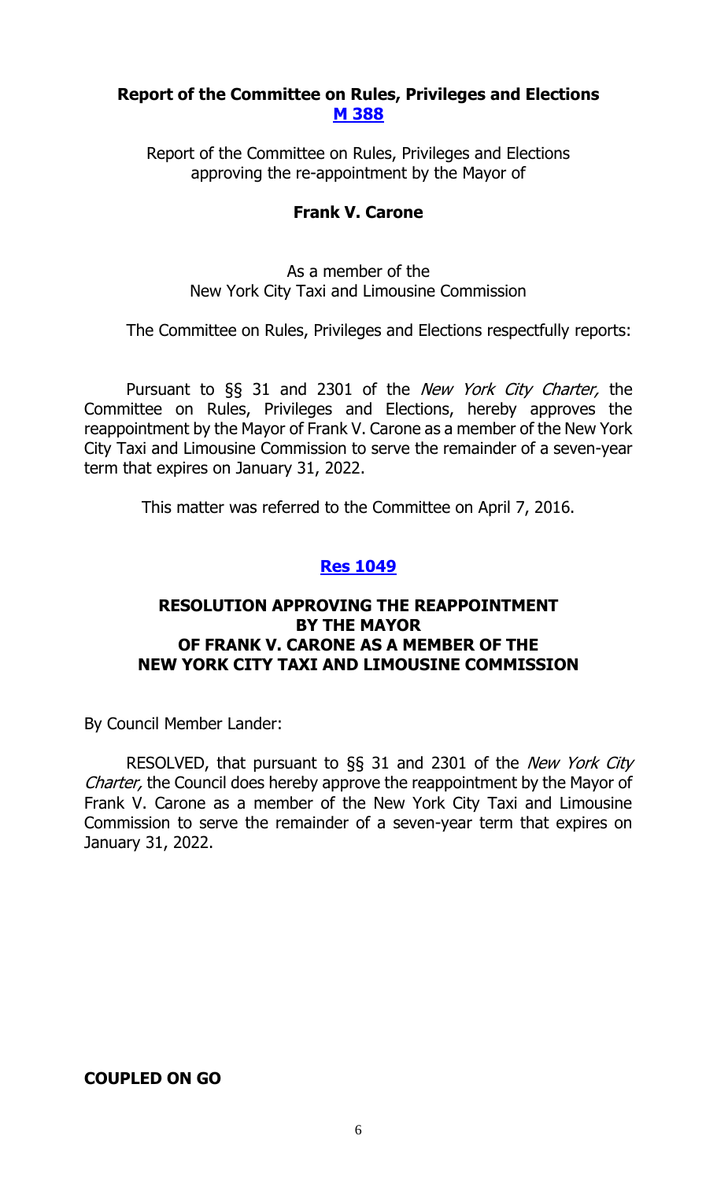**Report of the Committee on Rules, Privileges and Elections**
**M 388**

Report of the Committee on Rules, Privileges and Elections approving the re-appointment by the Mayor of

**Frank V. Carone**

As a member of the New York City Taxi and Limousine Commission

The Committee on Rules, Privileges and Elections respectfully reports:

Pursuant to §§ 31 and 2301 of the *New York City Charter,* the Committee on Rules, Privileges and Elections, hereby approves the reappointment by the Mayor of Frank V. Carone as a member of the New York City Taxi and Limousine Commission to serve the remainder of a seven-year term that expires on January 31, 2022.

This matter was referred to the Committee on April 7, 2016.

**Res 1049**

**RESOLUTION APPROVING THE REAPPOINTMENT BY THE MAYOR OF FRANK V. CARONE AS A MEMBER OF THE NEW YORK CITY TAXI AND LIMOUSINE COMMISSION**

By Council Member Lander:

RESOLVED, that pursuant to §§ 31 and 2301 of the *New York City Charter,* the Council does hereby approve the reappointment by the Mayor of Frank V. Carone as a member of the New York City Taxi and Limousine Commission to serve the remainder of a seven-year term that expires on January 31, 2022.

**COUPLED ON GO**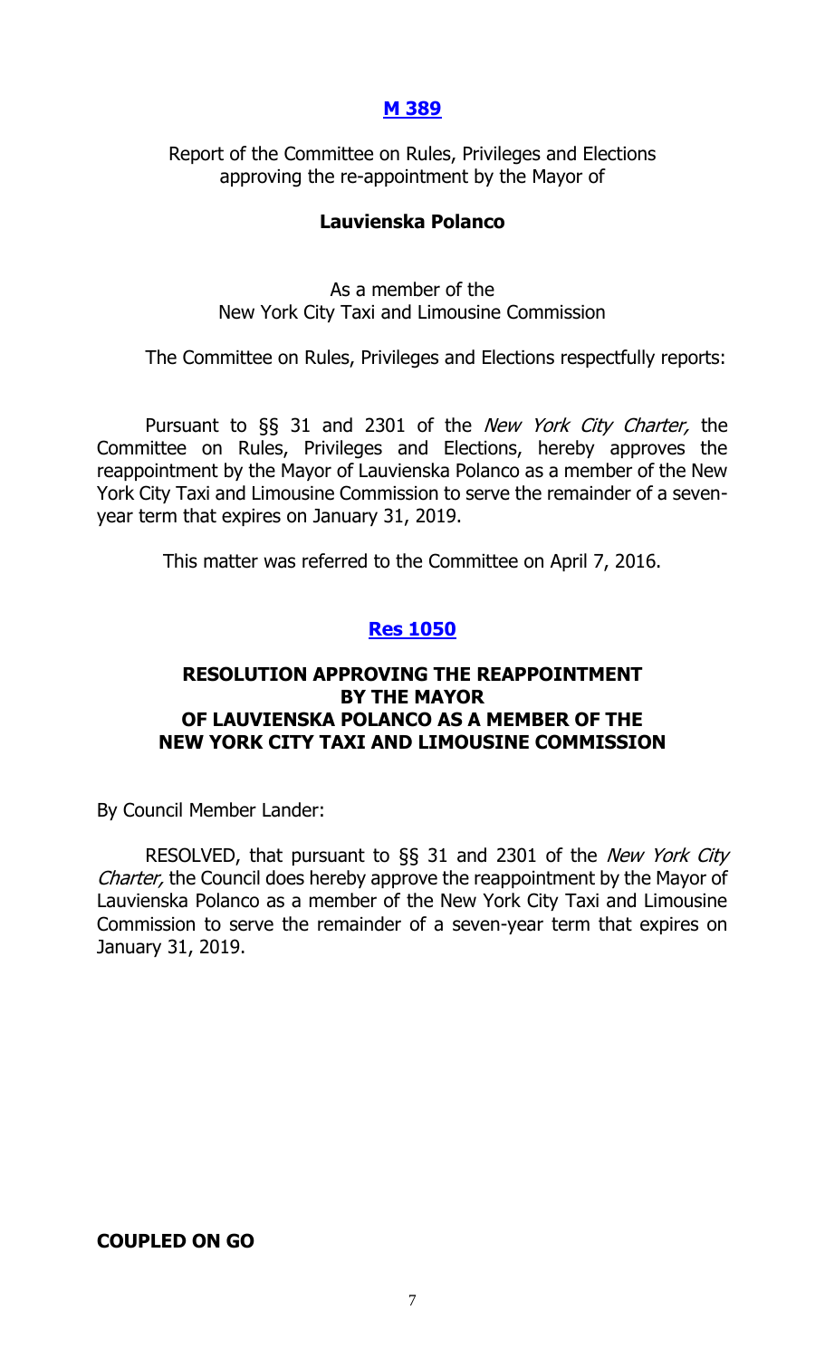**M 389**

Report of the Committee on Rules, Privileges and Elections approving the re-appointment by the Mayor of

**Lauvienska Polanco**

As a member of the New York City Taxi and Limousine Commission

The Committee on Rules, Privileges and Elections respectfully reports:

Pursuant to §§ 31 and 2301 of the *New York City Charter,* the Committee on Rules, Privileges and Elections, hereby approves the reappointment by the Mayor of Lauvienska Polanco as a member of the New York City Taxi and Limousine Commission to serve the remainder of a seven-year term that expires on January 31, 2019.

This matter was referred to the Committee on April 7, 2016.

**Res 1050**

**RESOLUTION APPROVING THE REAPPOINTMENT BY THE MAYOR OF LAUVIENSKA POLANCO AS A MEMBER OF THE NEW YORK CITY TAXI AND LIMOUSINE COMMISSION**

By Council Member Lander:

RESOLVED, that pursuant to §§ 31 and 2301 of the *New York City Charter,* the Council does hereby approve the reappointment by the Mayor of Lauvienska Polanco as a member of the New York City Taxi and Limousine Commission to serve the remainder of a seven-year term that expires on January 31, 2019.

**COUPLED ON GO**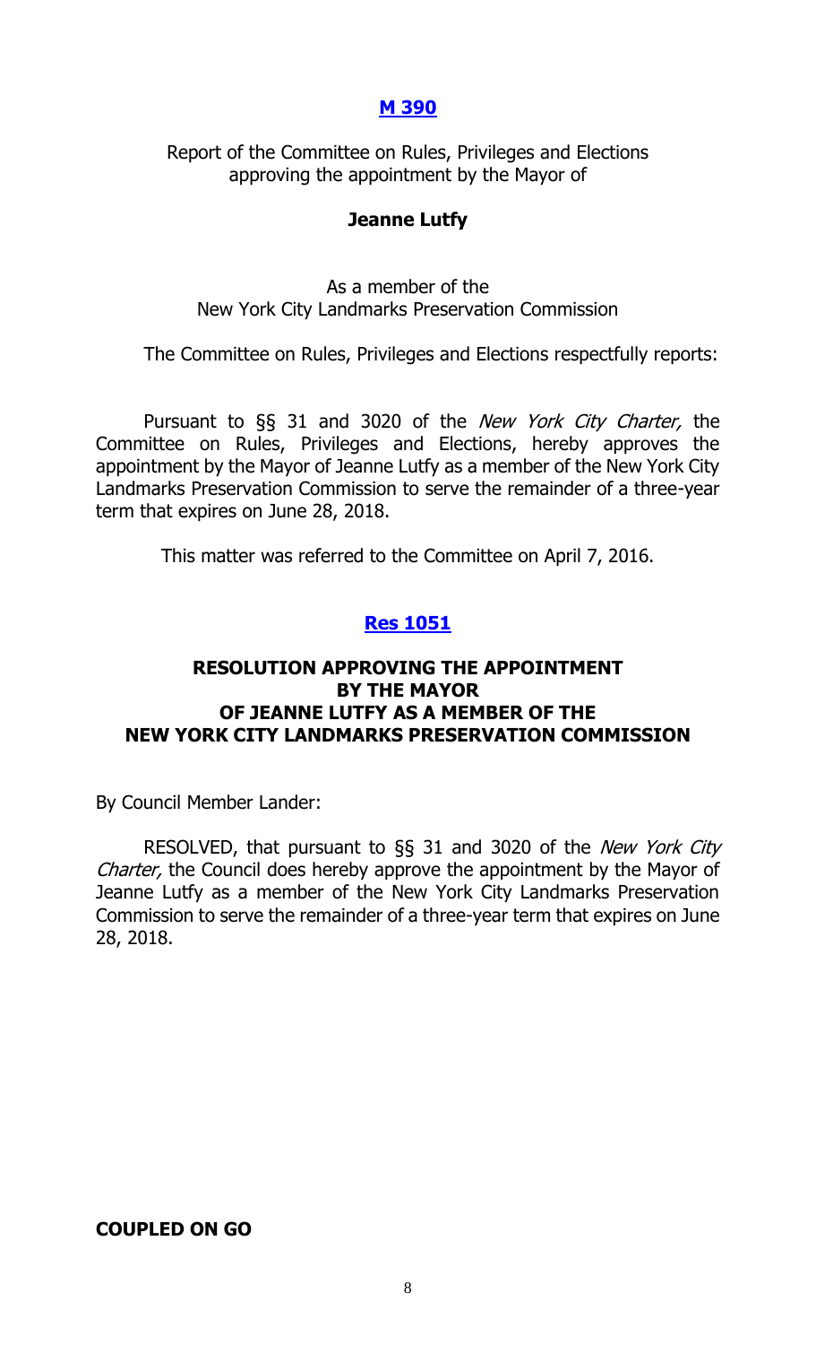## [M 390](#)

Report of the Committee on Rules, Privileges and Elections approving the appointment by the Mayor of

**Jeanne Lutfy**

As a member of the New York City Landmarks Preservation Commission

The Committee on Rules, Privileges and Elections respectfully reports:

Pursuant to §§ 31 and 3020 of the *New York City Charter,* the Committee on Rules, Privileges and Elections, hereby approves the appointment by the Mayor of Jeanne Lutfy as a member of the New York City Landmarks Preservation Commission to serve the remainder of a three-year term that expires on June 28, 2018.

This matter was referred to the Committee on April 7, 2016.

## [Res 1051](#)

### RESOLUTION APPROVING THE APPOINTMENT BY THE MAYOR OF JEANNE LUTFY AS A MEMBER OF THE NEW YORK CITY LANDMARKS PRESERVATION COMMISSION

By Council Member Lander:

RESOLVED, that pursuant to §§ 31 and 3020 of the *New York City Charter,* the Council does hereby approve the appointment by the Mayor of Jeanne Lutfy as a member of the New York City Landmarks Preservation Commission to serve the remainder of a three-year term that expires on June 28, 2018.

**COUPLED ON GO**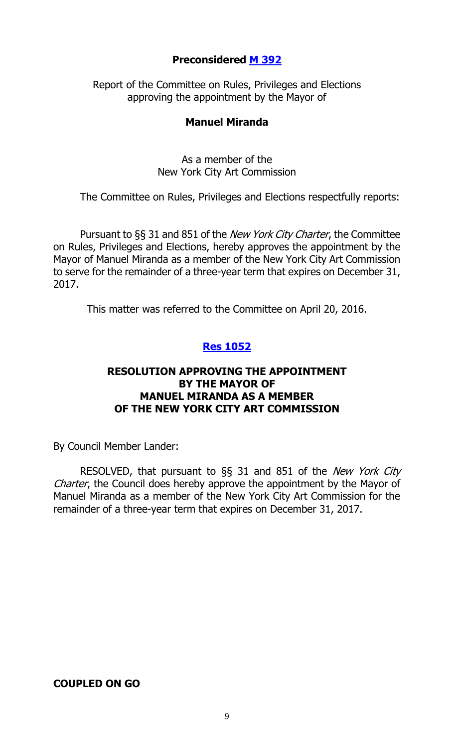**Preconsidered [M 392](#)**

Report of the Committee on Rules, Privileges and Elections approving the appointment by the Mayor of

**Manuel Miranda**

As a member of the New York City Art Commission

The Committee on Rules, Privileges and Elections respectfully reports:

Pursuant to §§ 31 and 851 of the *New York City Charter*, the Committee on Rules, Privileges and Elections, hereby approves the appointment by the Mayor of Manuel Miranda as a member of the New York City Art Commission to serve for the remainder of a three-year term that expires on December 31, 2017.

This matter was referred to the Committee on April 20, 2016.

**[Res 1052](#)**

**RESOLUTION APPROVING THE APPOINTMENT BY THE MAYOR OF MANUEL MIRANDA AS A MEMBER OF THE NEW YORK CITY ART COMMISSION**

By Council Member Lander:

RESOLVED, that pursuant to §§ 31 and 851 of the *New York City Charter*, the Council does hereby approve the appointment by the Mayor of Manuel Miranda as a member of the New York City Art Commission for the remainder of a three-year term that expires on December 31, 2017.

**COUPLED ON GO**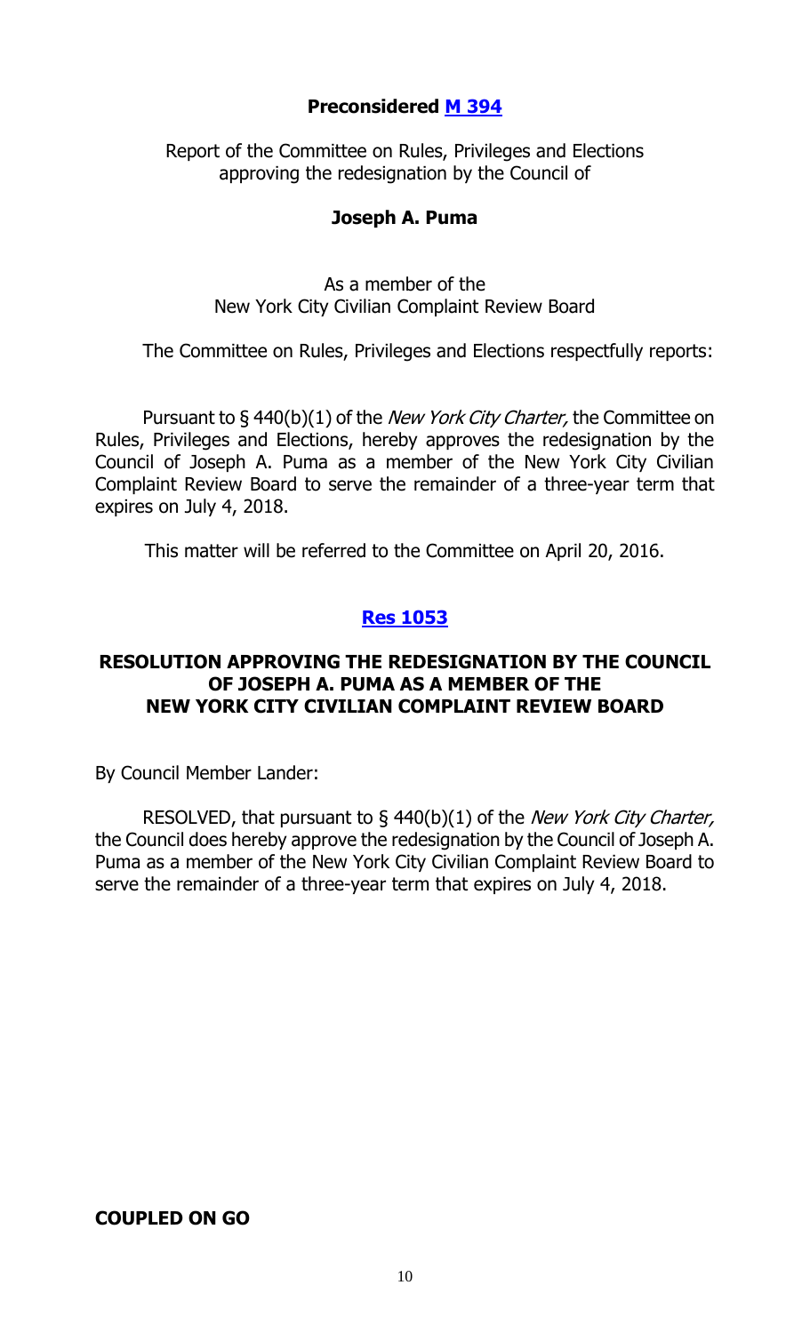**Preconsidered [M 394](M 394)**

Report of the Committee on Rules, Privileges and Elections approving the redesignation by the Council of

**Joseph A. Puma**

As a member of the New York City Civilian Complaint Review Board

The Committee on Rules, Privileges and Elections respectfully reports:

Pursuant to § 440(b)(1) of the *New York City Charter,* the Committee on Rules, Privileges and Elections, hereby approves the redesignation by the Council of Joseph A. Puma as a member of the New York City Civilian Complaint Review Board to serve the remainder of a three-year term that expires on July 4, 2018.

This matter will be referred to the Committee on April 20, 2016.

**[Res 1053](Res 1053)**

**RESOLUTION APPROVING THE REDESIGNATION BY THE COUNCIL OF JOSEPH A. PUMA AS A MEMBER OF THE NEW YORK CITY CIVILIAN COMPLAINT REVIEW BOARD**

By Council Member Lander:

RESOLVED, that pursuant to § 440(b)(1) of the *New York City Charter,* the Council does hereby approve the redesignation by the Council of Joseph A. Puma as a member of the New York City Civilian Complaint Review Board to serve the remainder of a three-year term that expires on July 4, 2018.

**COUPLED ON GO**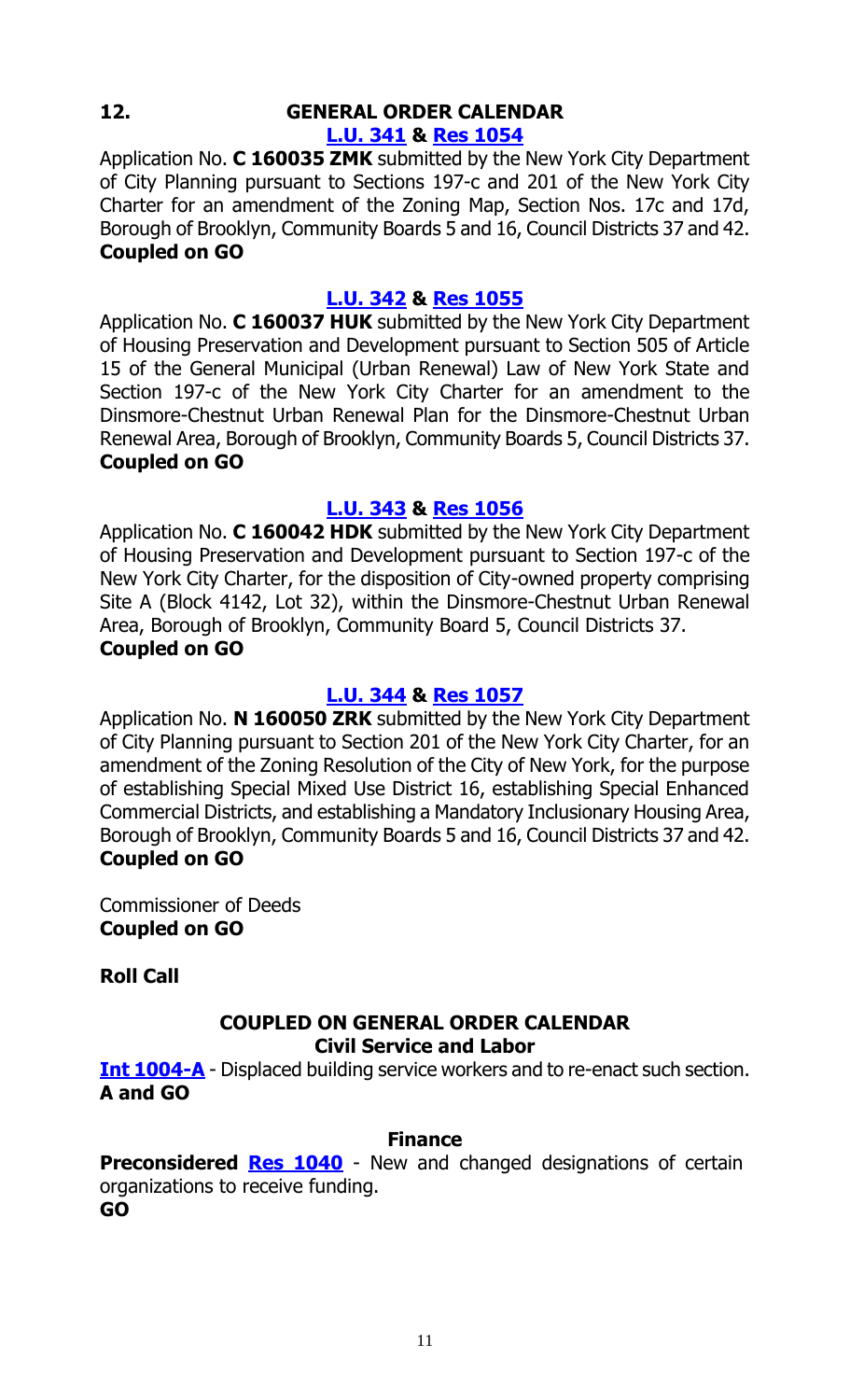## 12. GENERAL ORDER CALENDAR

**L.U. 341 & Res 1054**

Application No. **C 160035 ZMK** submitted by the New York City Department of City Planning pursuant to Sections 197-c and 201 of the New York City Charter for an amendment of the Zoning Map, Section Nos. 17c and 17d, Borough of Brooklyn, Community Boards 5 and 16, Council Districts 37 and 42.
**Coupled on GO**

**L.U. 342 & Res 1055**

Application No. **C 160037 HUK** submitted by the New York City Department of Housing Preservation and Development pursuant to Section 505 of Article 15 of the General Municipal (Urban Renewal) Law of New York State and Section 197-c of the New York City Charter for an amendment to the Dinsmore-Chestnut Urban Renewal Plan for the Dinsmore-Chestnut Urban Renewal Area, Borough of Brooklyn, Community Boards 5, Council Districts 37.
**Coupled on GO**

**L.U. 343 & Res 1056**

Application No. **C 160042 HDK** submitted by the New York City Department of Housing Preservation and Development pursuant to Section 197-c of the New York City Charter, for the disposition of City-owned property comprising Site A (Block 4142, Lot 32), within the Dinsmore-Chestnut Urban Renewal Area, Borough of Brooklyn, Community Board 5, Council Districts 37.
**Coupled on GO**

**L.U. 344 & Res 1057**

Application No. **N 160050 ZRK** submitted by the New York City Department of City Planning pursuant to Section 201 of the New York City Charter, for an amendment of the Zoning Resolution of the City of New York, for the purpose of establishing Special Mixed Use District 16, establishing Special Enhanced Commercial Districts, and establishing a Mandatory Inclusionary Housing Area, Borough of Brooklyn, Community Boards 5 and 16, Council Districts 37 and 42.
**Coupled on GO**

Commissioner of Deeds
**Coupled on GO**

**Roll Call**

### COUPLED ON GENERAL ORDER CALENDAR

### Civil Service and Labor

**Int 1004-A** - Displaced building service workers and to re-enact such section.
**A and GO**

### Finance

**Preconsidered Res 1040** - New and changed designations of certain organizations to receive funding.
**GO**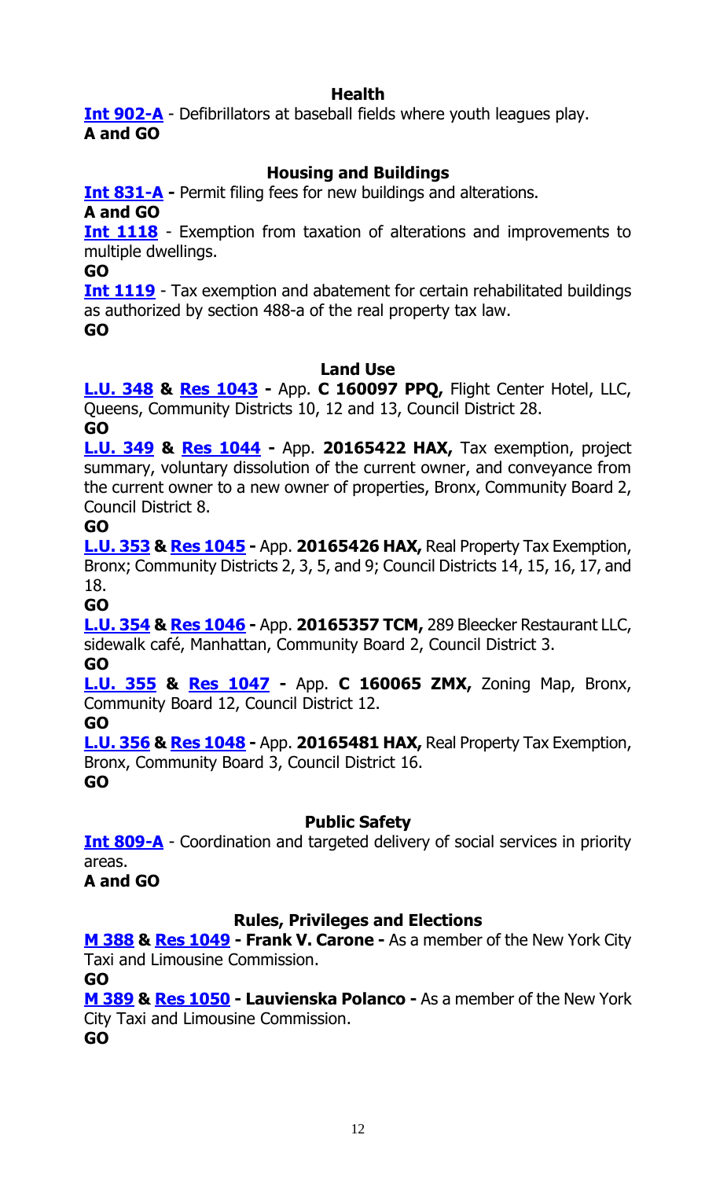### Health

**Int 902-A** - Defibrillators at baseball fields where youth leagues play.
**A and GO**

### Housing and Buildings

**Int 831-A -** Permit filing fees for new buildings and alterations.
**A and GO**

**Int 1118** - Exemption from taxation of alterations and improvements to multiple dwellings.
**GO**

**Int 1119** - Tax exemption and abatement for certain rehabilitated buildings as authorized by section 488-a of the real property tax law.
**GO**

### Land Use

**L.U. 348 & Res 1043 -** App. **C 160097 PPQ,** Flight Center Hotel, LLC, Queens, Community Districts 10, 12 and 13, Council District 28.
**GO**

**L.U. 349 & Res 1044 -** App. **20165422 HAX,** Tax exemption, project summary, voluntary dissolution of the current owner, and conveyance from the current owner to a new owner of properties, Bronx, Community Board 2, Council District 8.
**GO**

**L.U. 353 & Res 1045 -** App. **20165426 HAX,** Real Property Tax Exemption, Bronx; Community Districts 2, 3, 5, and 9; Council Districts 14, 15, 16, 17, and 18.
**GO**

**L.U. 354 & Res 1046 -** App. **20165357 TCM,** 289 Bleecker Restaurant LLC, sidewalk café, Manhattan, Community Board 2, Council District 3.
**GO**

**L.U. 355 & Res 1047 -** App. **C 160065 ZMX,** Zoning Map, Bronx, Community Board 12, Council District 12.
**GO**

**L.U. 356 & Res 1048 -** App. **20165481 HAX,** Real Property Tax Exemption, Bronx, Community Board 3, Council District 16.
**GO**

### Public Safety

**Int 809-A** - Coordination and targeted delivery of social services in priority areas.
**A and GO**

### Rules, Privileges and Elections

**M 388 & Res 1049 - Frank V. Carone -** As a member of the New York City Taxi and Limousine Commission.
**GO**

**M 389 & Res 1050 - Lauvienska Polanco -** As a member of the New York City Taxi and Limousine Commission.
**GO**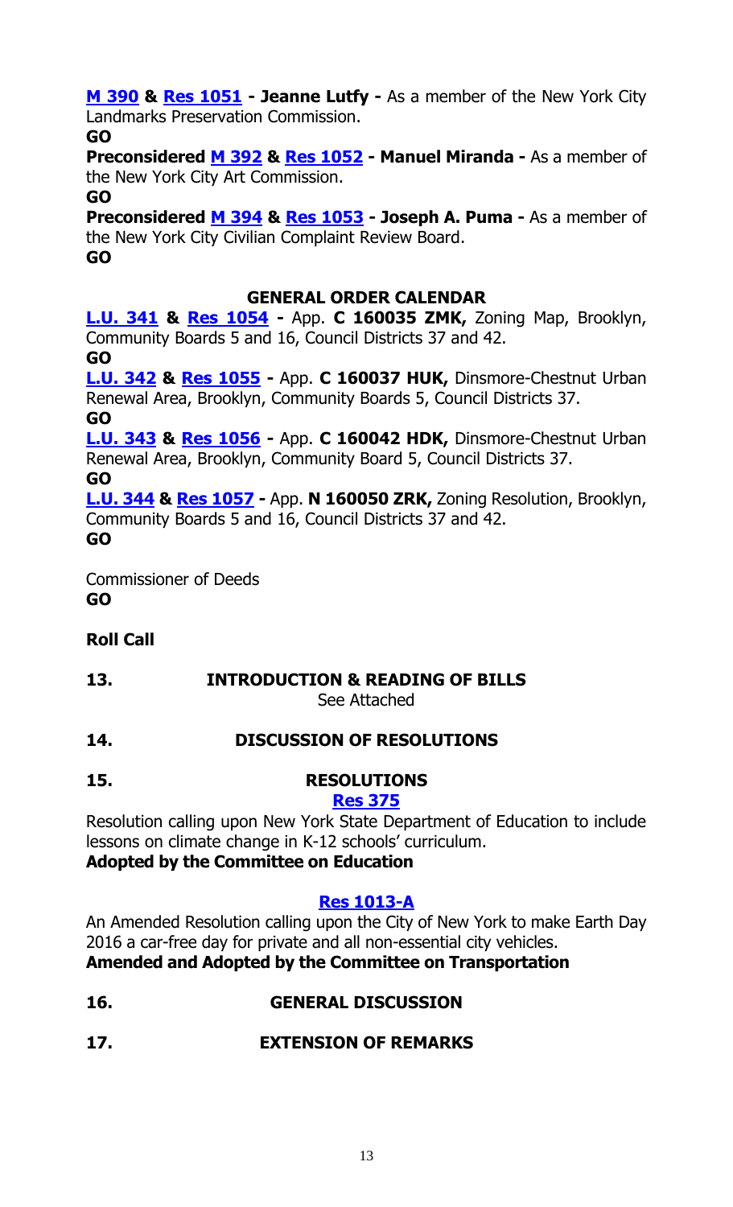**M 390 & Res 1051 - Jeanne Lutfy -** As a member of the New York City Landmarks Preservation Commission.

**GO**

**Preconsidered M 392 & Res 1052 - Manuel Miranda -** As a member of the New York City Art Commission.

**GO**

**Preconsidered M 394 & Res 1053 - Joseph A. Puma -** As a member of the New York City Civilian Complaint Review Board.

**GO**

**GENERAL ORDER CALENDAR**

**L.U. 341 & Res 1054 -** App. **C 160035 ZMK,** Zoning Map, Brooklyn, Community Boards 5 and 16, Council Districts 37 and 42.

**GO**

**L.U. 342 & Res 1055 -** App. **C 160037 HUK,** Dinsmore-Chestnut Urban Renewal Area, Brooklyn, Community Boards 5, Council Districts 37.

**GO**

**L.U. 343 & Res 1056 -** App. **C 160042 HDK,** Dinsmore-Chestnut Urban Renewal Area, Brooklyn, Community Board 5, Council Districts 37.

**GO**

**L.U. 344 & Res 1057 -** App. **N 160050 ZRK,** Zoning Resolution, Brooklyn, Community Boards 5 and 16, Council Districts 37 and 42.

**GO**

Commissioner of Deeds

**GO**

**Roll Call**

**13. INTRODUCTION & READING OF BILLS**

See Attached

**14. DISCUSSION OF RESOLUTIONS**

**15. RESOLUTIONS**

**Res 375**

Resolution calling upon New York State Department of Education to include lessons on climate change in K-12 schools' curriculum.

**Adopted by the Committee on Education**

**Res 1013-A**

An Amended Resolution calling upon the City of New York to make Earth Day 2016 a car-free day for private and all non-essential city vehicles.

**Amended and Adopted by the Committee on Transportation**

**16. GENERAL DISCUSSION**

**17. EXTENSION OF REMARKS**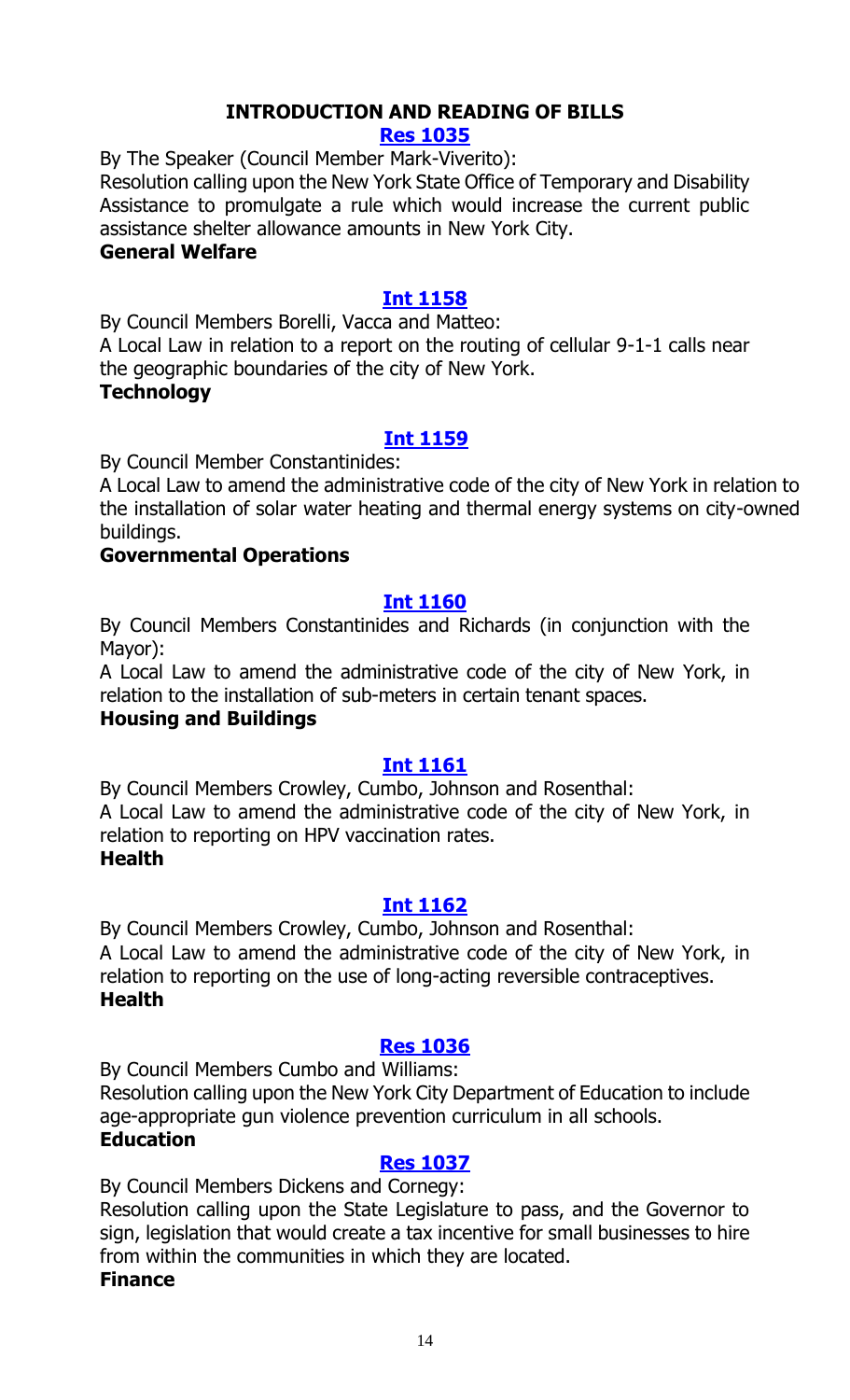## INTRODUCTION AND READING OF BILLS

### [Res 1035]

By The Speaker (Council Member Mark-Viverito):

Resolution calling upon the New York State Office of Temporary and Disability Assistance to promulgate a rule which would increase the current public assistance shelter allowance amounts in New York City.

**General Welfare**

### [Int 1158]

By Council Members Borelli, Vacca and Matteo:

A Local Law in relation to a report on the routing of cellular 9-1-1 calls near the geographic boundaries of the city of New York.

**Technology**

### [Int 1159]

By Council Member Constantinides:

A Local Law to amend the administrative code of the city of New York in relation to the installation of solar water heating and thermal energy systems on city-owned buildings.

**Governmental Operations**

### [Int 1160]

By Council Members Constantinides and Richards (in conjunction with the Mayor):

A Local Law to amend the administrative code of the city of New York, in relation to the installation of sub-meters in certain tenant spaces.

**Housing and Buildings**

### [Int 1161]

By Council Members Crowley, Cumbo, Johnson and Rosenthal:

A Local Law to amend the administrative code of the city of New York, in relation to reporting on HPV vaccination rates.

**Health**

### [Int 1162]

By Council Members Crowley, Cumbo, Johnson and Rosenthal:

A Local Law to amend the administrative code of the city of New York, in relation to reporting on the use of long-acting reversible contraceptives.

**Health**

### [Res 1036]

By Council Members Cumbo and Williams:

Resolution calling upon the New York City Department of Education to include age-appropriate gun violence prevention curriculum in all schools.

**Education**

### [Res 1037]

By Council Members Dickens and Cornegy:

Resolution calling upon the State Legislature to pass, and the Governor to sign, legislation that would create a tax incentive for small businesses to hire from within the communities in which they are located.

**Finance**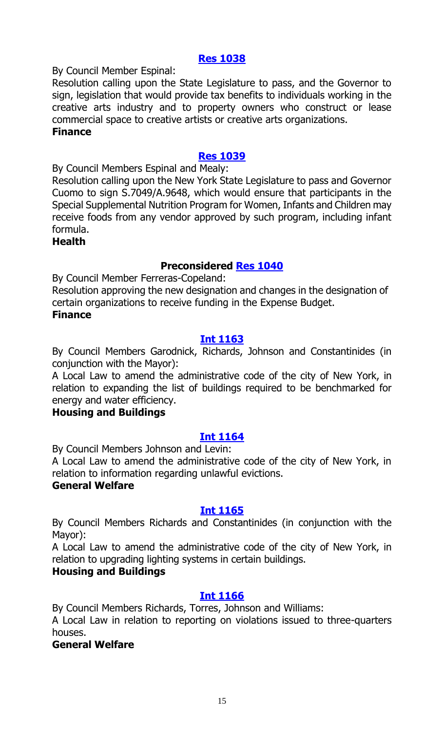### [Res 1038](#)

By Council Member Espinal:

Resolution calling upon the State Legislature to pass, and the Governor to sign, legislation that would provide tax benefits to individuals working in the creative arts industry and to property owners who construct or lease commercial space to creative artists or creative arts organizations.

**Finance**

### [Res 1039](#)

By Council Members Espinal and Mealy:

Resolution calling upon the New York State Legislature to pass and Governor Cuomo to sign S.7049/A.9648, which would ensure that participants in the Special Supplemental Nutrition Program for Women, Infants and Children may receive foods from any vendor approved by such program, including infant formula.

**Health**

### Preconsidered [Res 1040](#)

By Council Member Ferreras-Copeland:

Resolution approving the new designation and changes in the designation of certain organizations to receive funding in the Expense Budget.

**Finance**

### [Int 1163](#)

By Council Members Garodnick, Richards, Johnson and Constantinides (in conjunction with the Mayor):

A Local Law to amend the administrative code of the city of New York, in relation to expanding the list of buildings required to be benchmarked for energy and water efficiency.

**Housing and Buildings**

### [Int 1164](#)

By Council Members Johnson and Levin:

A Local Law to amend the administrative code of the city of New York, in relation to information regarding unlawful evictions.

**General Welfare**

### [Int 1165](#)

By Council Members Richards and Constantinides (in conjunction with the Mayor):

A Local Law to amend the administrative code of the city of New York, in relation to upgrading lighting systems in certain buildings.

**Housing and Buildings**

### [Int 1166](#)

By Council Members Richards, Torres, Johnson and Williams:

A Local Law in relation to reporting on violations issued to three-quarters houses.

**General Welfare**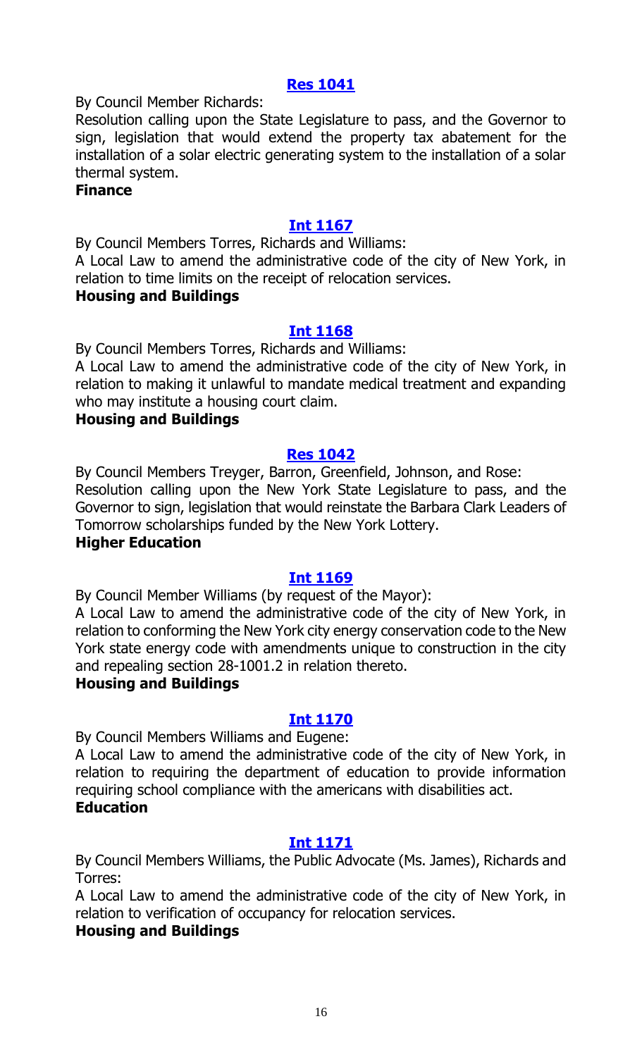## Res 1041

By Council Member Richards:

Resolution calling upon the State Legislature to pass, and the Governor to sign, legislation that would extend the property tax abatement for the installation of a solar electric generating system to the installation of a solar thermal system.

**Finance**

## Int 1167

By Council Members Torres, Richards and Williams:

A Local Law to amend the administrative code of the city of New York, in relation to time limits on the receipt of relocation services.

**Housing and Buildings**

## Int 1168

By Council Members Torres, Richards and Williams:

A Local Law to amend the administrative code of the city of New York, in relation to making it unlawful to mandate medical treatment and expanding who may institute a housing court claim.

**Housing and Buildings**

## Res 1042

By Council Members Treyger, Barron, Greenfield, Johnson, and Rose:

Resolution calling upon the New York State Legislature to pass, and the Governor to sign, legislation that would reinstate the Barbara Clark Leaders of Tomorrow scholarships funded by the New York Lottery.

**Higher Education**

## Int 1169

By Council Member Williams (by request of the Mayor):

A Local Law to amend the administrative code of the city of New York, in relation to conforming the New York city energy conservation code to the New York state energy code with amendments unique to construction in the city and repealing section 28-1001.2 in relation thereto.

**Housing and Buildings**

## Int 1170

By Council Members Williams and Eugene:

A Local Law to amend the administrative code of the city of New York, in relation to requiring the department of education to provide information requiring school compliance with the americans with disabilities act.

**Education**

## Int 1171

By Council Members Williams, the Public Advocate (Ms. James), Richards and Torres:

A Local Law to amend the administrative code of the city of New York, in relation to verification of occupancy for relocation services.

**Housing and Buildings**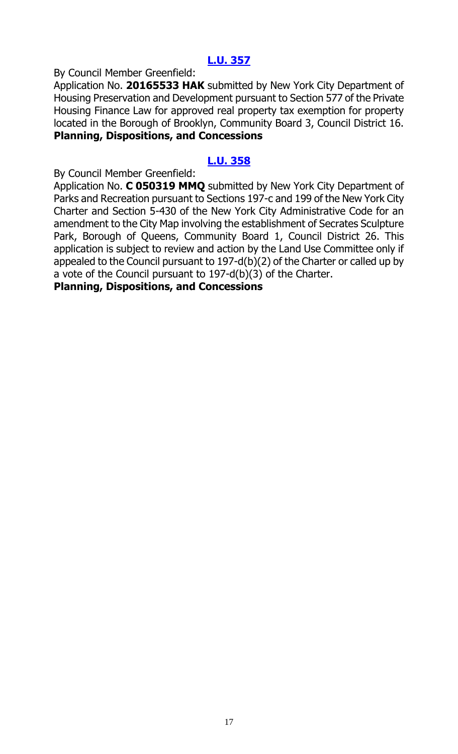## [L.U. 357]

By Council Member Greenfield:

Application No. **20165533 HAK** submitted by New York City Department of Housing Preservation and Development pursuant to Section 577 of the Private Housing Finance Law for approved real property tax exemption for property located in the Borough of Brooklyn, Community Board 3, Council District 16.

**Planning, Dispositions, and Concessions**

## [L.U. 358]

By Council Member Greenfield:

Application No. **C 050319 MMQ** submitted by New York City Department of Parks and Recreation pursuant to Sections 197-c and 199 of the New York City Charter and Section 5-430 of the New York City Administrative Code for an amendment to the City Map involving the establishment of Secrates Sculpture Park, Borough of Queens, Community Board 1, Council District 26. This application is subject to review and action by the Land Use Committee only if appealed to the Council pursuant to 197-d(b)(2) of the Charter or called up by a vote of the Council pursuant to 197-d(b)(3) of the Charter.

**Planning, Dispositions, and Concessions**